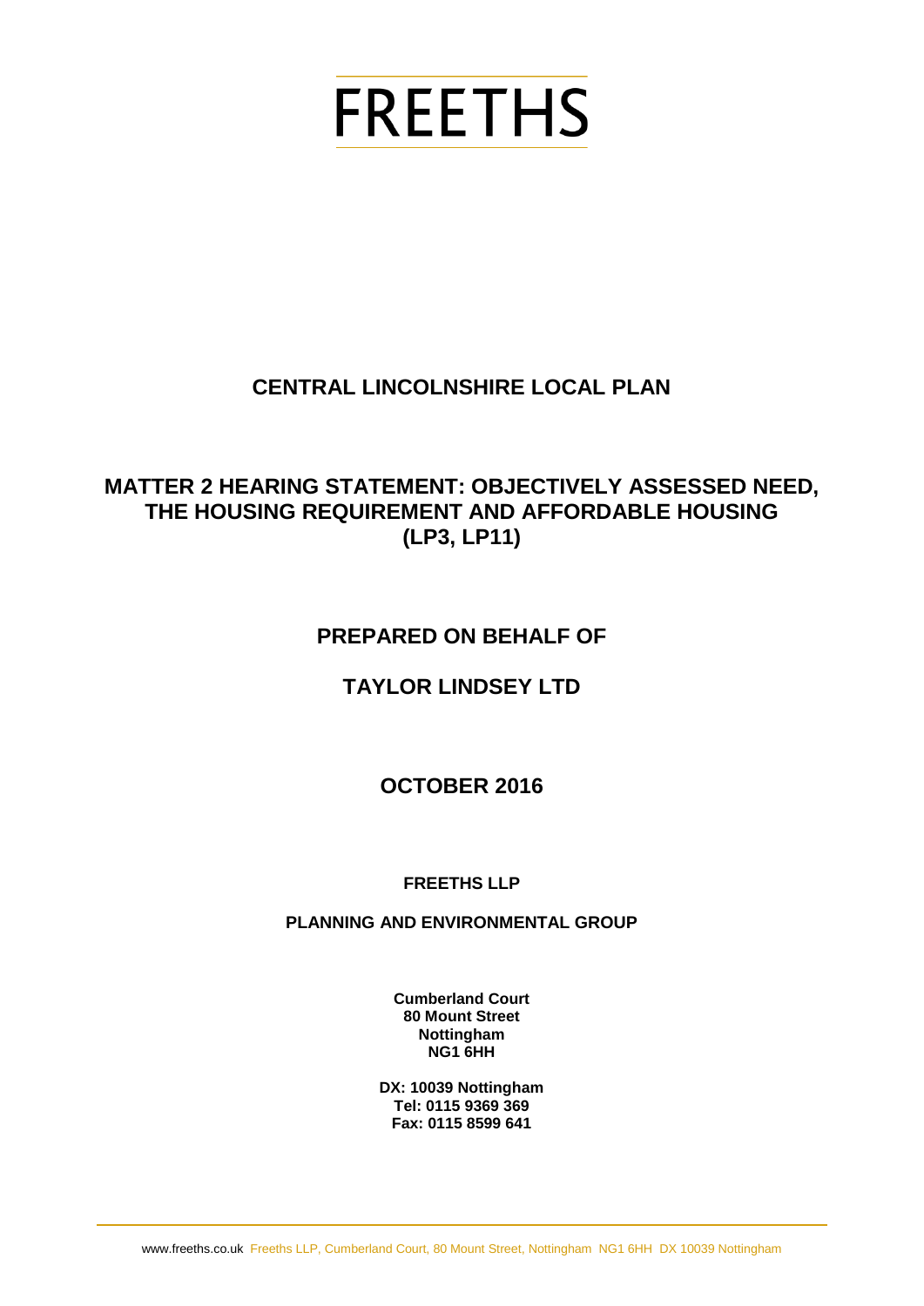# FREETHS

## CENTRAL LINCOLNSHIRE LOCAL PLAN

## MATTER 2 HEARING STATEMENT: OBJECTIVELY ASSESSED NEED, THE HOUSING REQUIREMENT AND AFFORDABLE HOUSING (LP3, LP11)

### PREPARED ON BEHALF OF

### TAYLOR LINDSEY LTD

### OCTOBER 2016

**FREETHS LLP**

**PLANNING AND ENVIRONMENTAL GROUP**

**Cumberland Court**
**80 Mount Street**
**Nottingham**
**NG1 6HH**

**DX: 10039 Nottingham**
**Tel: 0115 9369 369**
**Fax: 0115 8599 641**

www.freeths.co.uk Freeths LLP, Cumberland Court, 80 Mount Street, Nottingham NG1 6HH DX 10039 Nottingham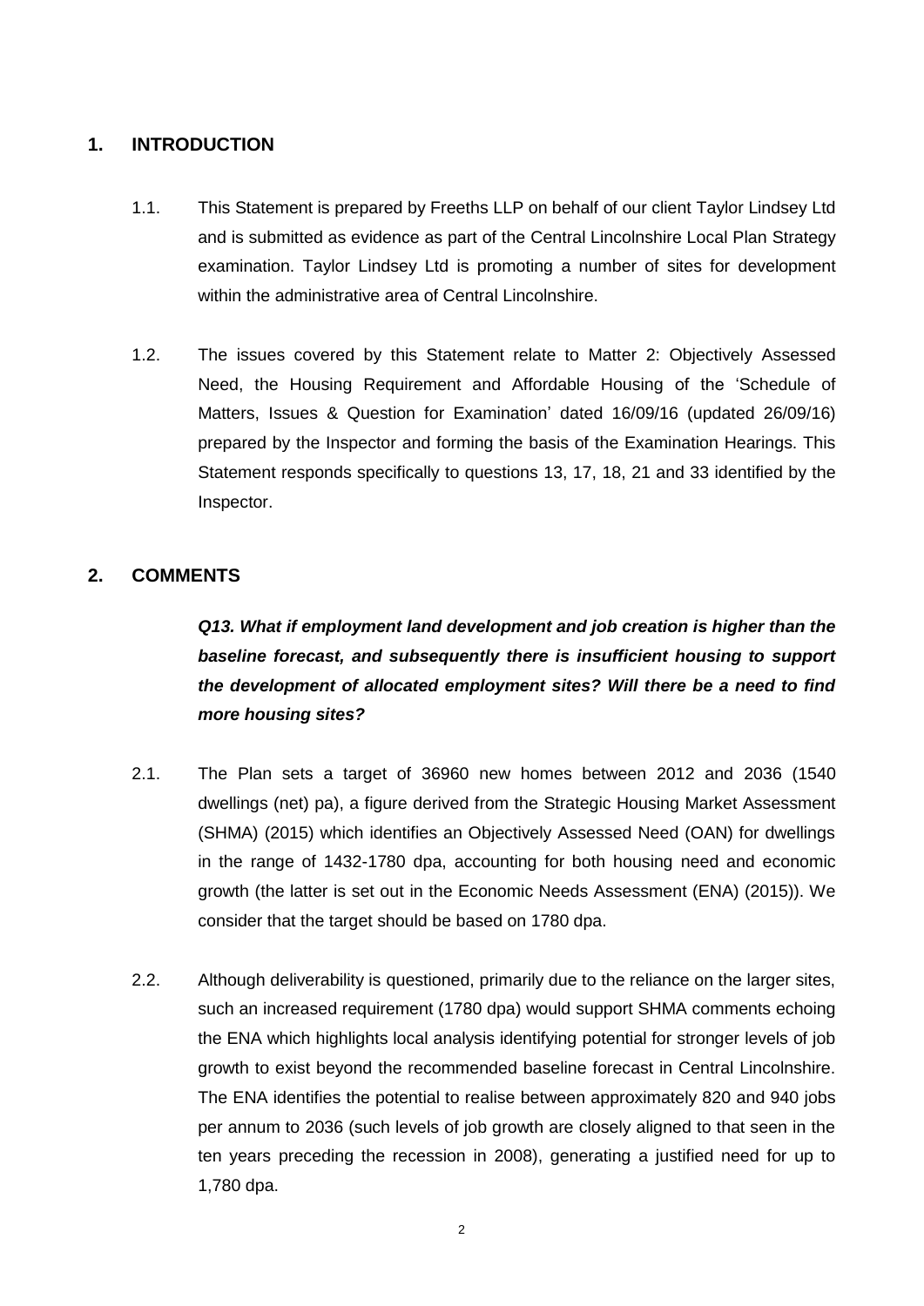## 1. INTRODUCTION

1.1. This Statement is prepared by Freeths LLP on behalf of our client Taylor Lindsey Ltd and is submitted as evidence as part of the Central Lincolnshire Local Plan Strategy examination. Taylor Lindsey Ltd is promoting a number of sites for development within the administrative area of Central Lincolnshire.

1.2. The issues covered by this Statement relate to Matter 2: Objectively Assessed Need, the Housing Requirement and Affordable Housing of the 'Schedule of Matters, Issues & Question for Examination' dated 16/09/16 (updated 26/09/16) prepared by the Inspector and forming the basis of the Examination Hearings. This Statement responds specifically to questions 13, 17, 18, 21 and 33 identified by the Inspector.

## 2. COMMENTS

***Q13. What if employment land development and job creation is higher than the baseline forecast, and subsequently there is insufficient housing to support the development of allocated employment sites? Will there be a need to find more housing sites?***

2.1. The Plan sets a target of 36960 new homes between 2012 and 2036 (1540 dwellings (net) pa), a figure derived from the Strategic Housing Market Assessment (SHMA) (2015) which identifies an Objectively Assessed Need (OAN) for dwellings in the range of 1432-1780 dpa, accounting for both housing need and economic growth (the latter is set out in the Economic Needs Assessment (ENA) (2015)). We consider that the target should be based on 1780 dpa.

2.2. Although deliverability is questioned, primarily due to the reliance on the larger sites, such an increased requirement (1780 dpa) would support SHMA comments echoing the ENA which highlights local analysis identifying potential for stronger levels of job growth to exist beyond the recommended baseline forecast in Central Lincolnshire. The ENA identifies the potential to realise between approximately 820 and 940 jobs per annum to 2036 (such levels of job growth are closely aligned to that seen in the ten years preceding the recession in 2008), generating a justified need for up to 1,780 dpa.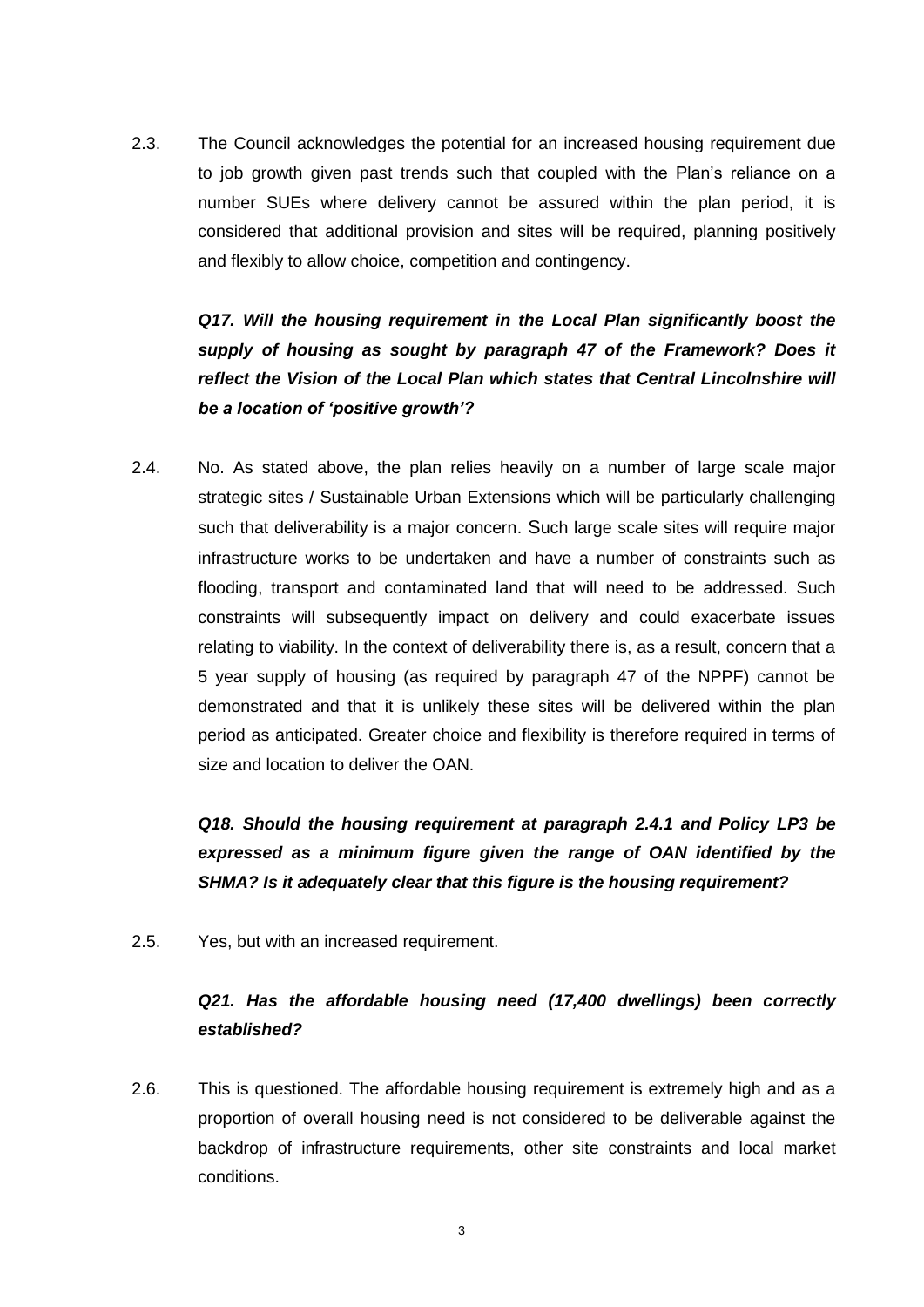2.3. The Council acknowledges the potential for an increased housing requirement due to job growth given past trends such that coupled with the Plan's reliance on a number SUEs where delivery cannot be assured within the plan period, it is considered that additional provision and sites will be required, planning positively and flexibly to allow choice, competition and contingency.

***Q17. Will the housing requirement in the Local Plan significantly boost the supply of housing as sought by paragraph 47 of the Framework? Does it reflect the Vision of the Local Plan which states that Central Lincolnshire will be a location of 'positive growth'?***

2.4. No. As stated above, the plan relies heavily on a number of large scale major strategic sites / Sustainable Urban Extensions which will be particularly challenging such that deliverability is a major concern. Such large scale sites will require major infrastructure works to be undertaken and have a number of constraints such as flooding, transport and contaminated land that will need to be addressed. Such constraints will subsequently impact on delivery and could exacerbate issues relating to viability. In the context of deliverability there is, as a result, concern that a 5 year supply of housing (as required by paragraph 47 of the NPPF) cannot be demonstrated and that it is unlikely these sites will be delivered within the plan period as anticipated. Greater choice and flexibility is therefore required in terms of size and location to deliver the OAN.

***Q18. Should the housing requirement at paragraph 2.4.1 and Policy LP3 be expressed as a minimum figure given the range of OAN identified by the SHMA? Is it adequately clear that this figure is the housing requirement?***

2.5. Yes, but with an increased requirement.

***Q21. Has the affordable housing need (17,400 dwellings) been correctly established?***

2.6. This is questioned. The affordable housing requirement is extremely high and as a proportion of overall housing need is not considered to be deliverable against the backdrop of infrastructure requirements, other site constraints and local market conditions.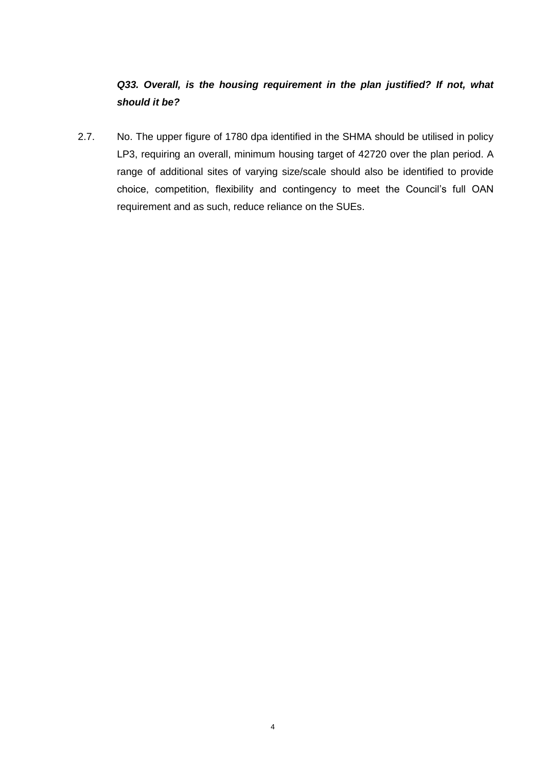***Q33. Overall, is the housing requirement in the plan justified? If not, what should it be?***

2.7. No. The upper figure of 1780 dpa identified in the SHMA should be utilised in policy LP3, requiring an overall, minimum housing target of 42720 over the plan period. A range of additional sites of varying size/scale should also be identified to provide choice, competition, flexibility and contingency to meet the Council's full OAN requirement and as such, reduce reliance on the SUEs.